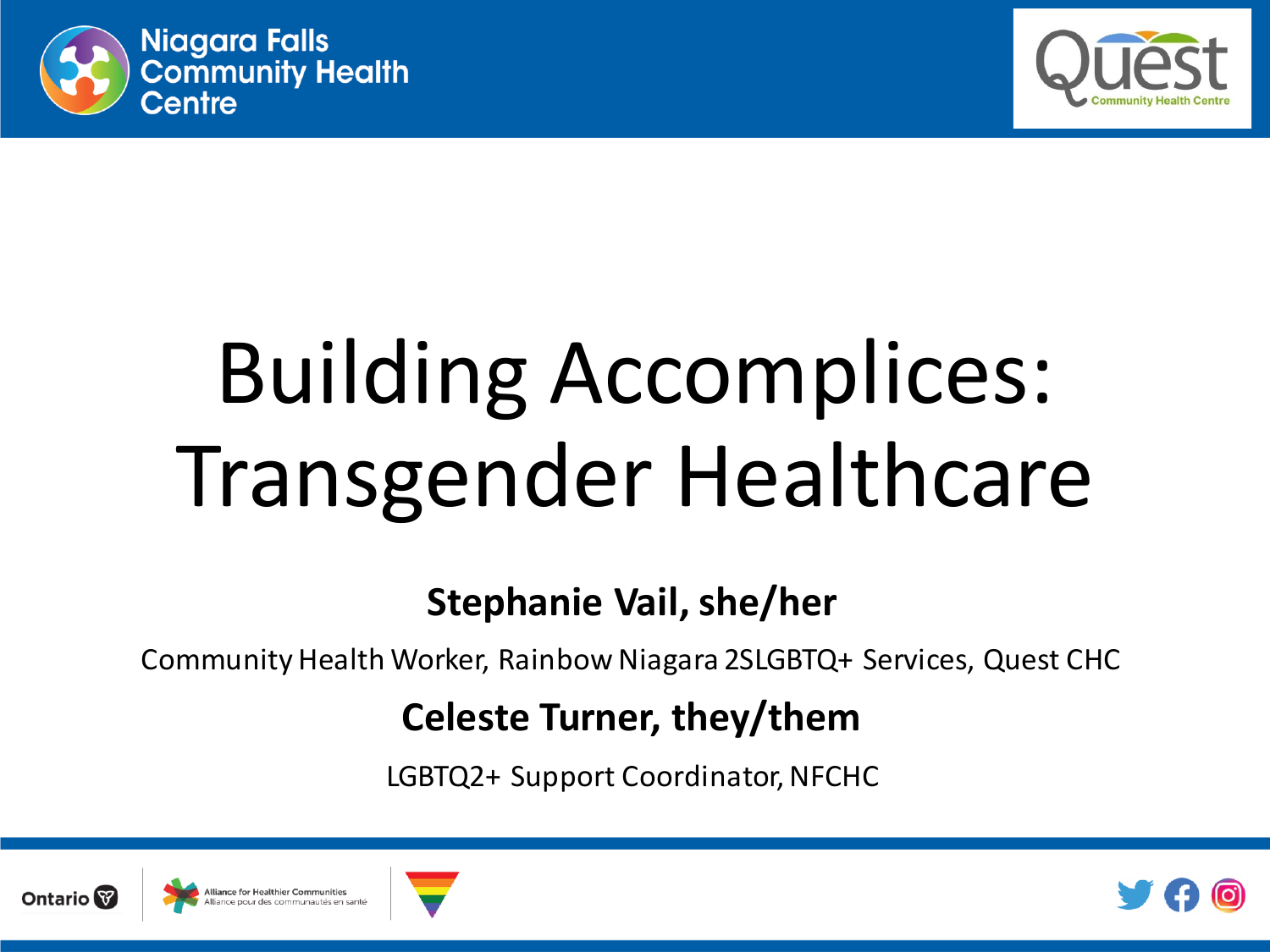Niagara Falls Community Health Centre

Quest Community Health Centre

# Building Accomplices: Transgender Healthcare

**Stephanie Vail, she/her**

Community Health Worker, Rainbow Niagara 2SLGBTQ+ Services, Quest CHC

**Celeste Turner, they/them**

LGBTQ2+ Support Coordinator, NFCHC

Ontario

Alliance for Healthier Communities
Alliance pour des communautés en santé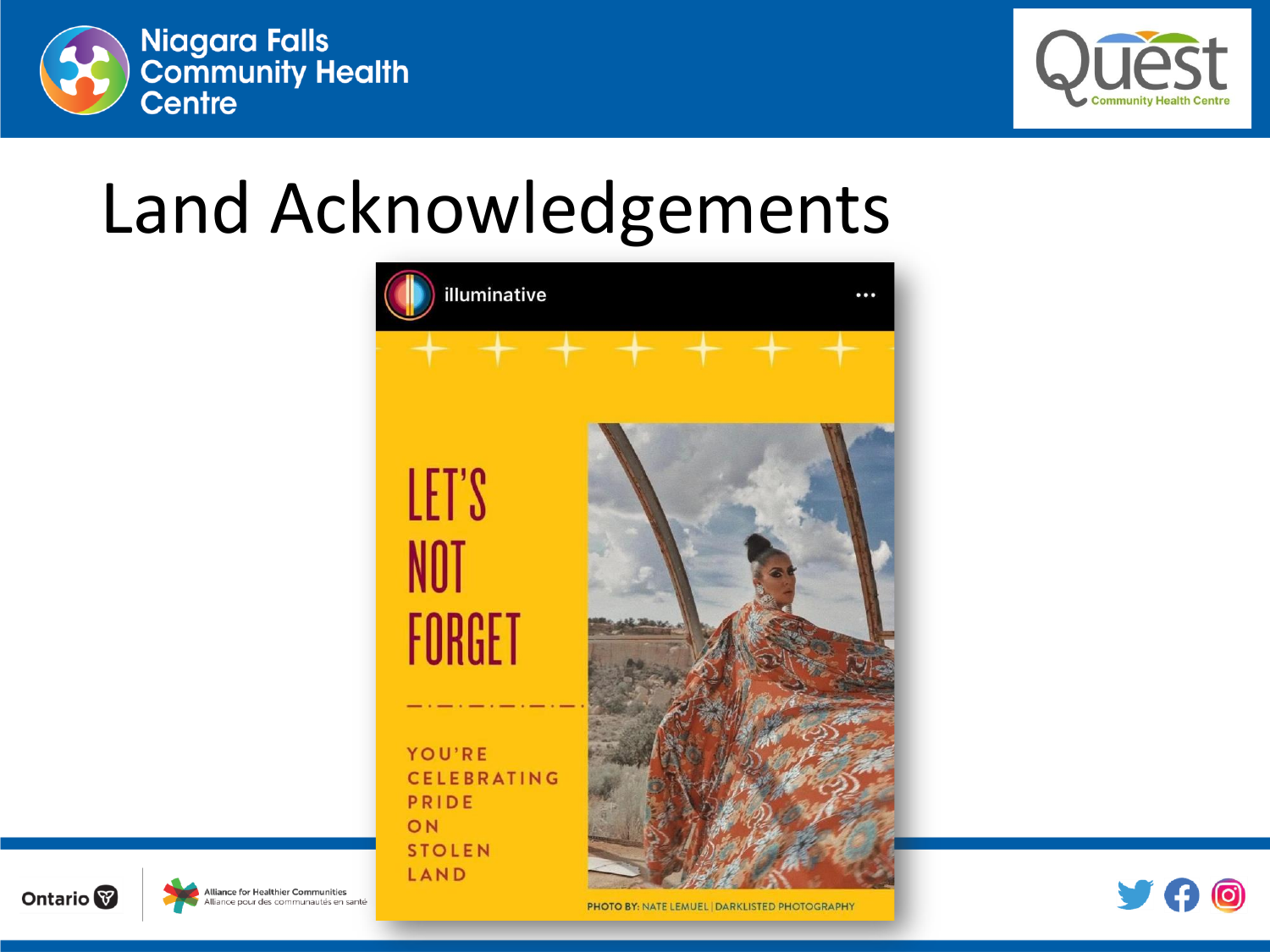# Land Acknowledgements

illuminative

LET'S NOT FORGET

YOU'RE CELEBRATING PRIDE ON STOLEN LAND

PHOTO BY: NATE LEMUEL | DARKLISTED PHOTOGRAPHY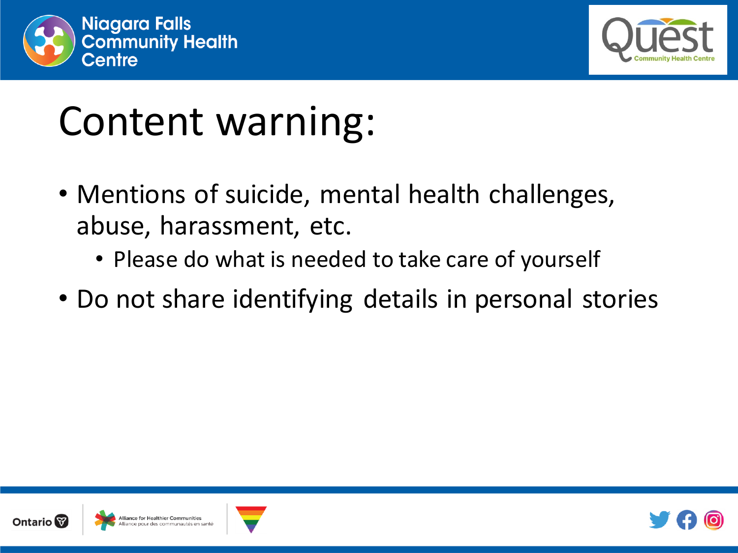# Content warning:

- Mentions of suicide, mental health challenges, abuse, harassment, etc.
  - Please do what is needed to take care of yourself
- Do not share identifying details in personal stories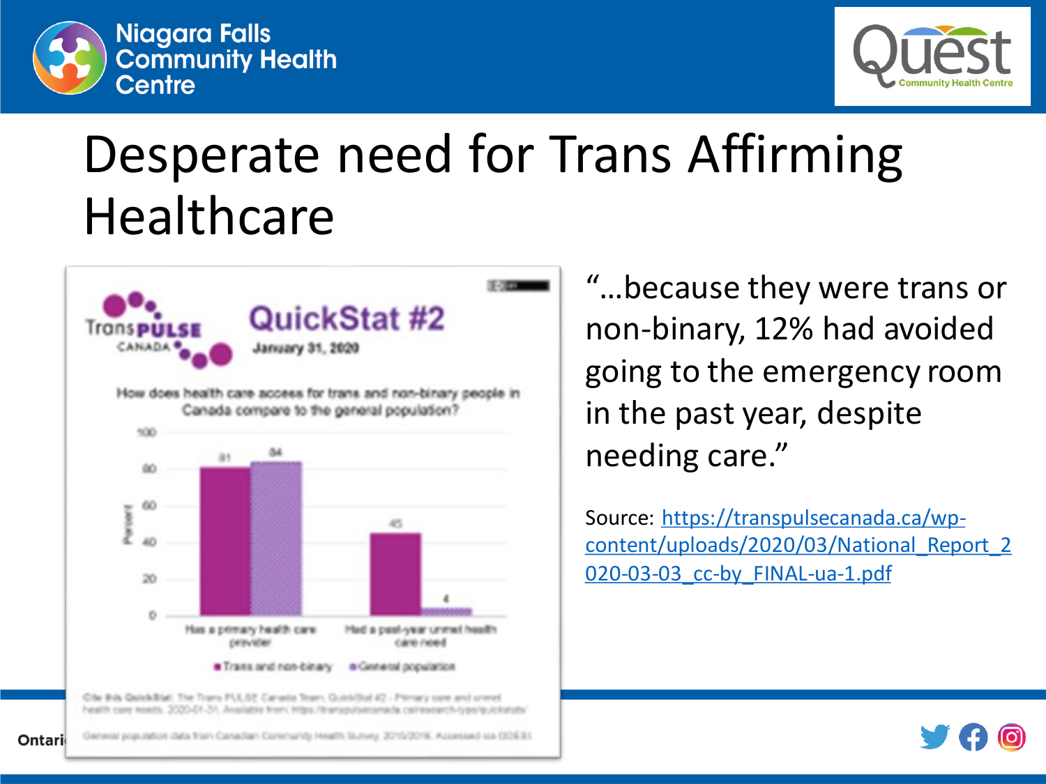# Desperate need for Trans Affirming Healthcare

**QuickStat #2**

January 31, 2020

How does health care access for trans and non-binary people in Canada compare to the general population?

| | Trans and non-binary | General population |
|---|---|---|
| Has a primary health care provider | 81 | 84 |
| Had a past-year unmet health care need | 45 | 4 |

Cite this QuickStat: The Trans PULSE Canada Team. QuickStat #2 - Primary care and unmet health care needs. 2020-01-31. Available from: https://transpulsecanada.ca/research-type/quickstats/

General population data from Canadian Community Health Survey, 2015/2016. Accessed via ODESI.

"…because they were trans or non-binary, 12% had avoided going to the emergency room in the past year, despite needing care."

Source: https://transpulsecanada.ca/wp-content/uploads/2020/03/National_Report_2020-03-03_cc-by_FINAL-ua-1.pdf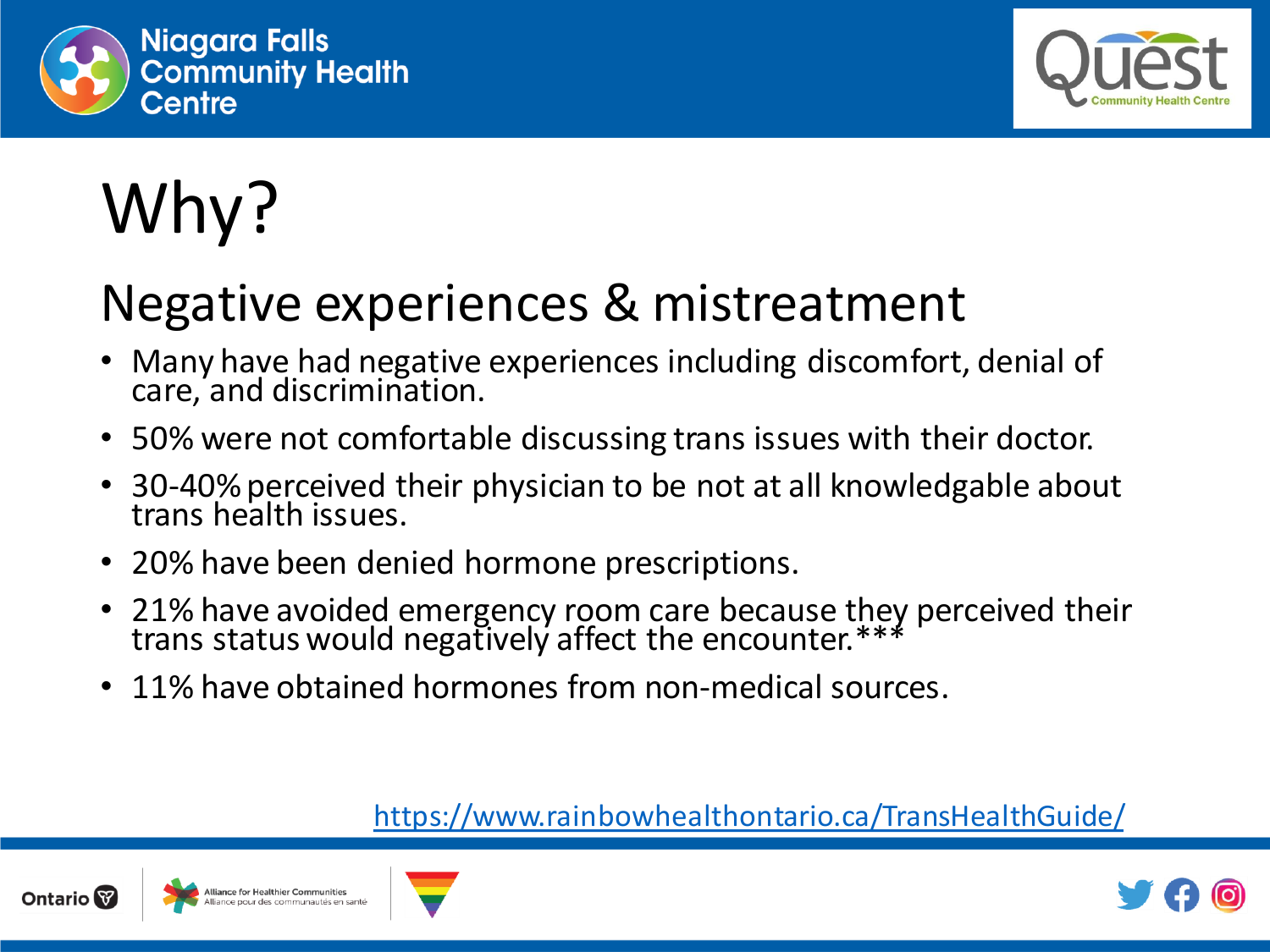# Why?

## Negative experiences & mistreatment

- Many have had negative experiences including discomfort, denial of care, and discrimination.
- 50% were not comfortable discussing trans issues with their doctor.
- 30-40% perceived their physician to be not at all knowledgable about trans health issues.
- 20% have been denied hormone prescriptions.
- 21% have avoided emergency room care because they perceived their trans status would negatively affect the encounter.***
- 11% have obtained hormones from non-medical sources.

https://www.rainbowhealthontario.ca/TransHealthGuide/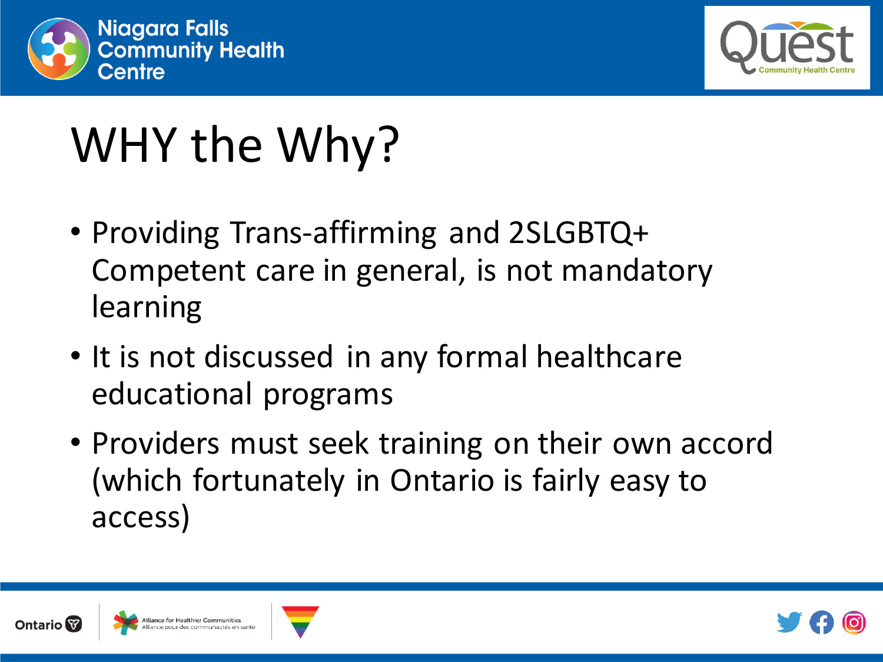# WHY the Why?

- Providing Trans-affirming and 2SLGBTQ+ Competent care in general, is not mandatory learning
- It is not discussed in any formal healthcare educational programs
- Providers must seek training on their own accord (which fortunately in Ontario is fairly easy to access)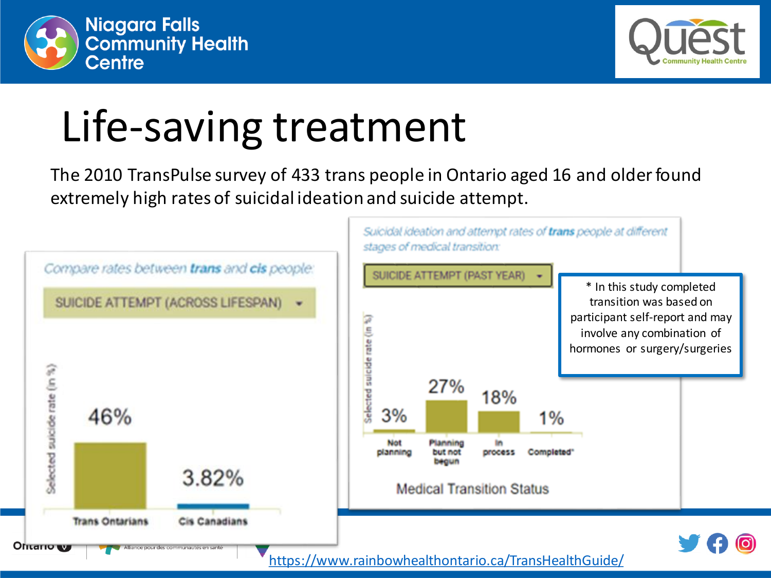# Life-saving treatment

The 2010 TransPulse survey of 433 trans people in Ontario aged 16 and older found extremely high rates of suicidal ideation and suicide attempt.

*Compare rates between **trans** and **cis** people:*

SUICIDE ATTEMPT (ACROSS LIFESPAN)

| | Selected suicide rate (in %) |
|---|---|
| Trans Ontarians | 46% |
| Cis Canadians | 3.82% |

*Suicidal ideation and attempt rates of **trans** people at different stages of medical transition:*

SUICIDE ATTEMPT (PAST YEAR)

| Medical Transition Status | Selected suicide rate (in %) |
|---|---|
| Not planning | 3% |
| Planning but not begun | 27% |
| In process | 18% |
| Completed* | 1% |

\* In this study completed transition was based on participant self-report and may involve any combination of hormones or surgery/surgeries

https://www.rainbowhealthontario.ca/TransHealthGuide/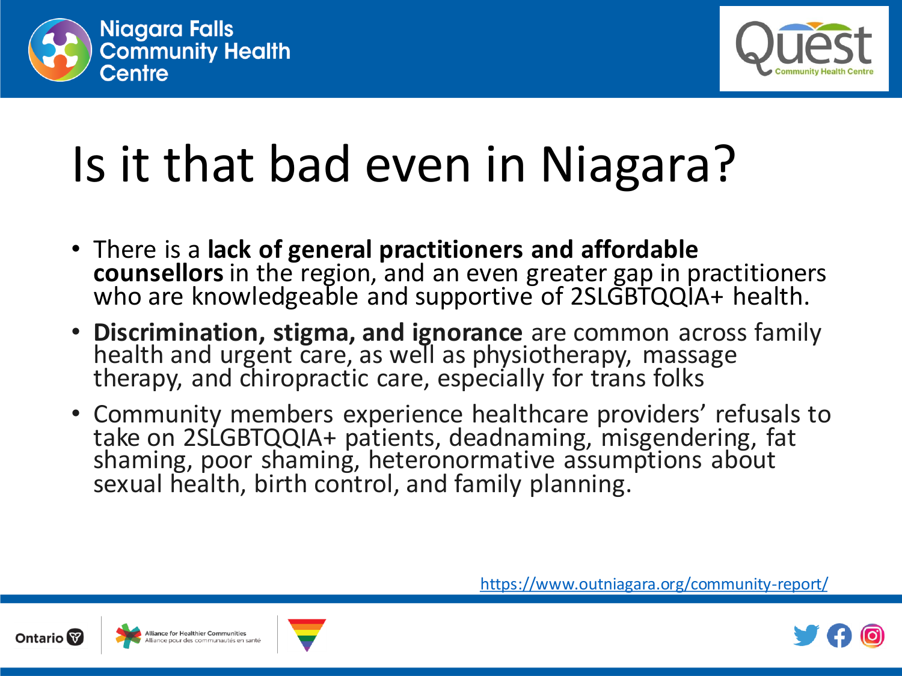# Is it that bad even in Niagara?

- There is a **lack of general practitioners and affordable counsellors** in the region, and an even greater gap in practitioners who are knowledgeable and supportive of 2SLGBTQQIA+ health.
- **Discrimination, stigma, and ignorance** are common across family health and urgent care, as well as physiotherapy, massage therapy, and chiropractic care, especially for trans folks
- Community members experience healthcare providers' refusals to take on 2SLGBTQQIA+ patients, deadnaming, misgendering, fat shaming, poor shaming, heteronormative assumptions about sexual health, birth control, and family planning.

https://www.outniagara.org/community-report/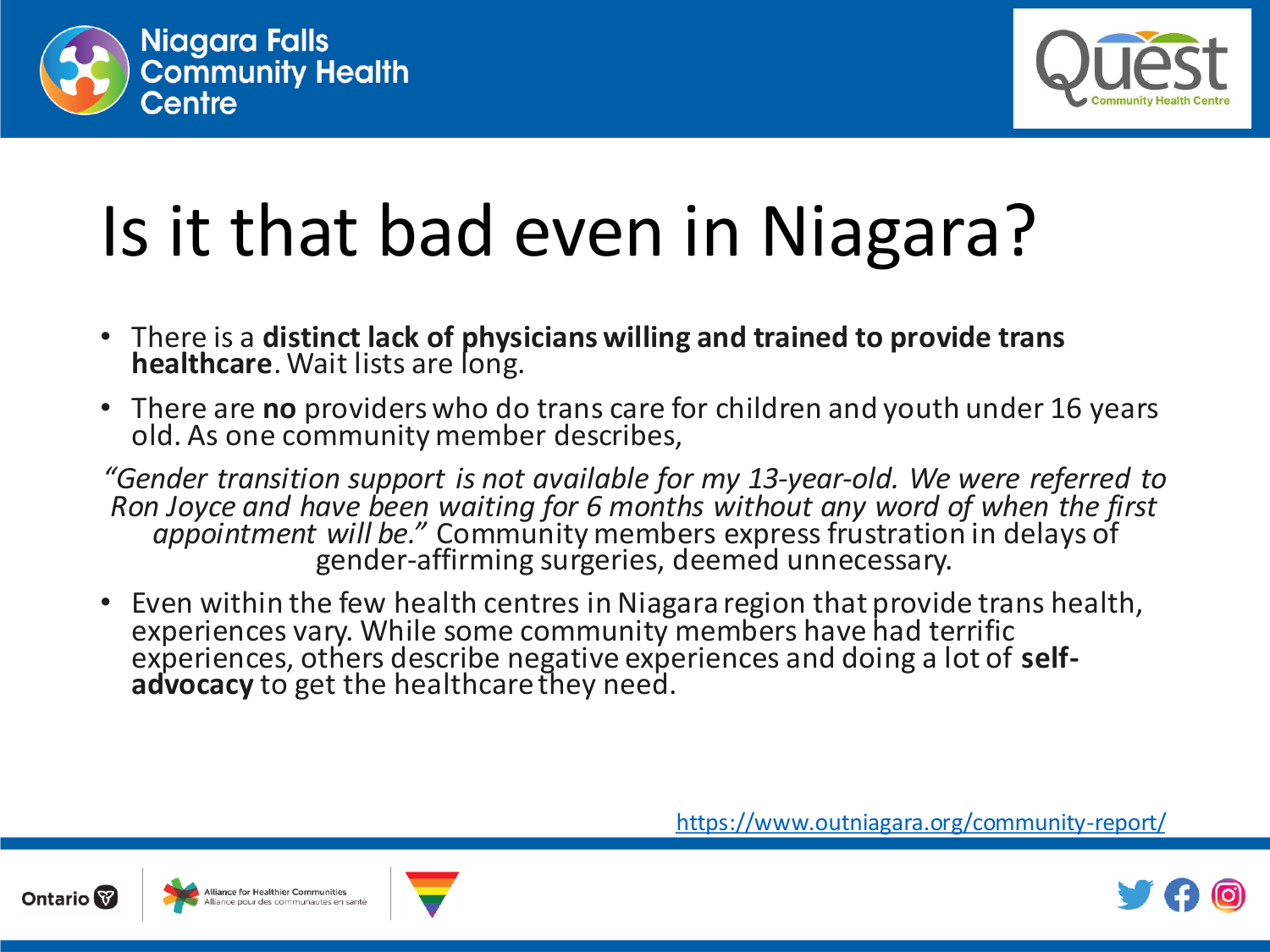# Is it that bad even in Niagara?

- There is a **distinct lack of physicians willing and trained to provide trans healthcare**. Wait lists are long.
- There are **no** providers who do trans care for children and youth under 16 years old. As one community member describes,

*"Gender transition support is not available for my 13-year-old. We were referred to Ron Joyce and have been waiting for 6 months without any word of when the first appointment will be."* Community members express frustration in delays of gender-affirming surgeries, deemed unnecessary.

- Even within the few health centres in Niagara region that provide trans health, experiences vary. While some community members have had terrific experiences, others describe negative experiences and doing a lot of **self-advocacy** to get the healthcare they need.

https://www.outniagara.org/community-report/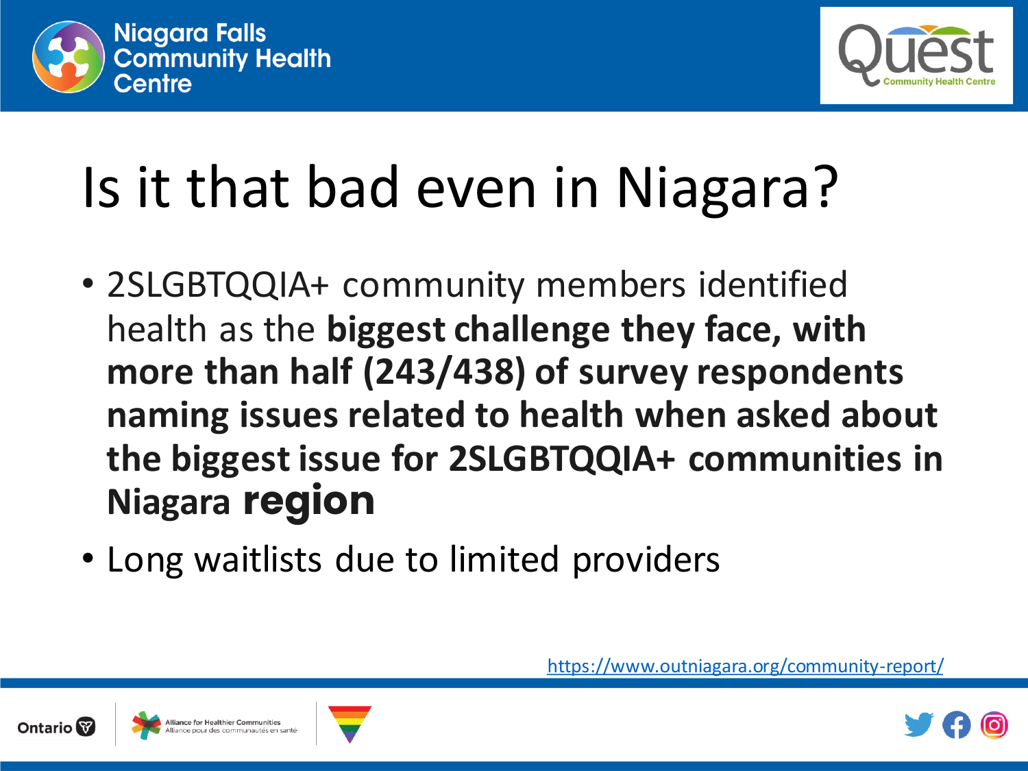# Is it that bad even in Niagara?

- 2SLGBTQQIA+ community members identified health as the **biggest challenge they face, with more than half (243/438) of survey respondents naming issues related to health when asked about the biggest issue for 2SLGBTQQIA+ communities in Niagara region**
- Long waitlists due to limited providers

https://www.outniagara.org/community-report/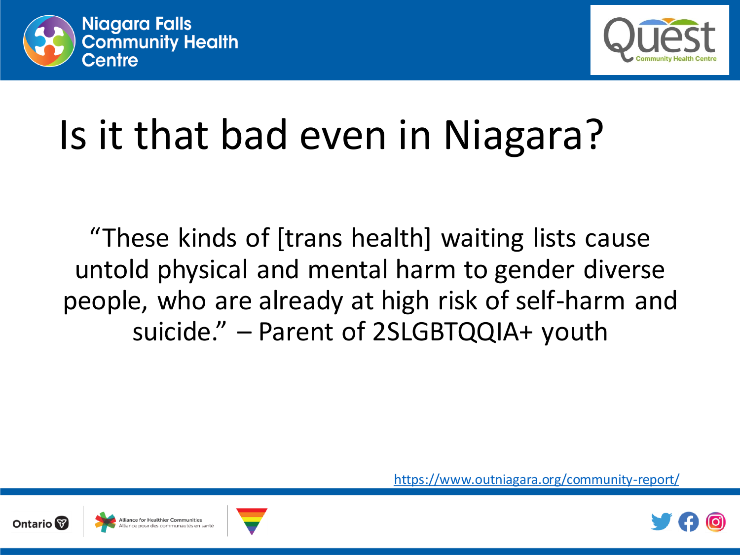# Is it that bad even in Niagara?

"These kinds of [trans health] waiting lists cause untold physical and mental harm to gender diverse people, who are already at high risk of self-harm and suicide." – Parent of 2SLGBTQQIA+ youth

https://www.outniagara.org/community-report/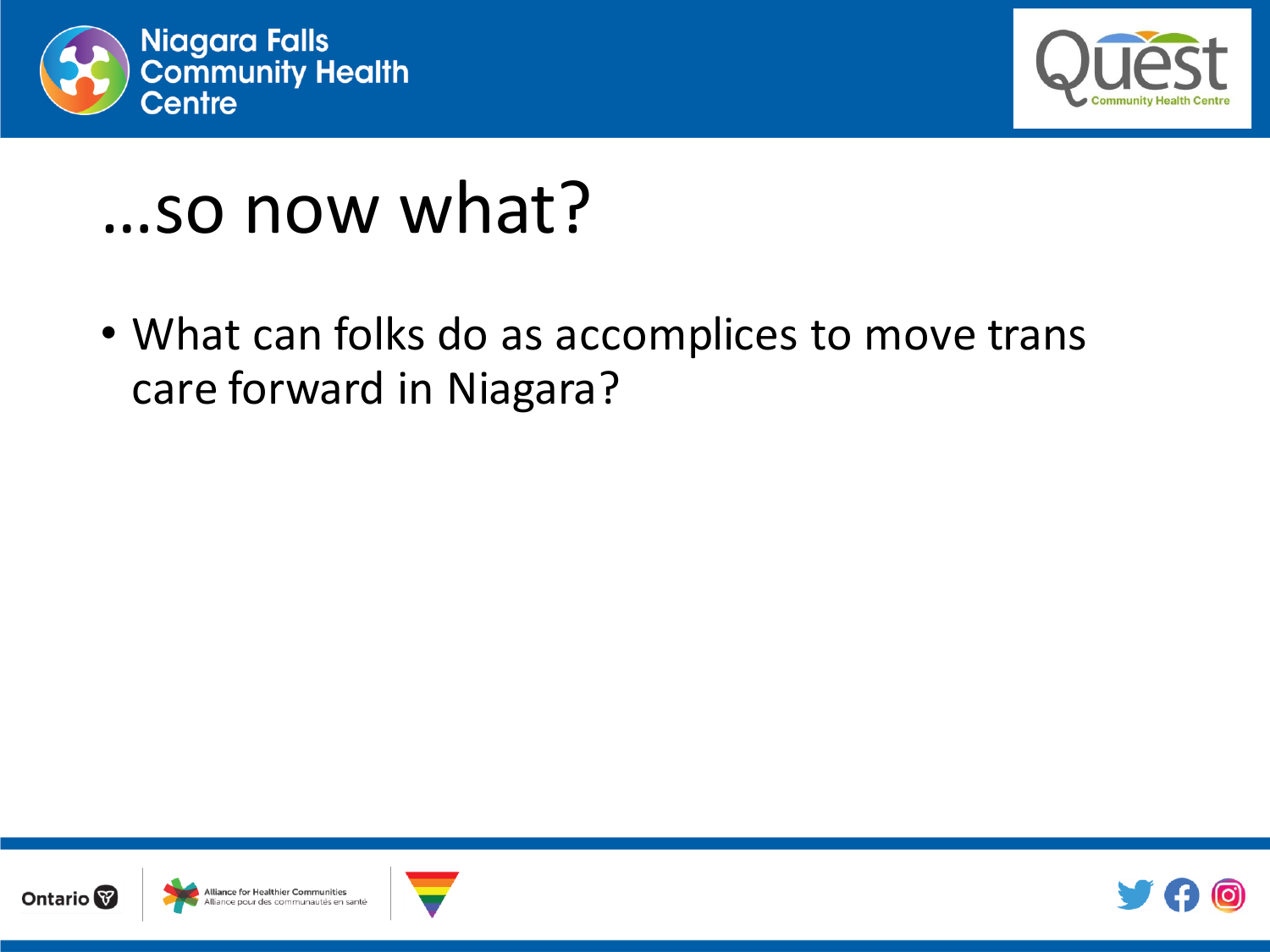# …so now what?

- What can folks do as accomplices to move trans care forward in Niagara?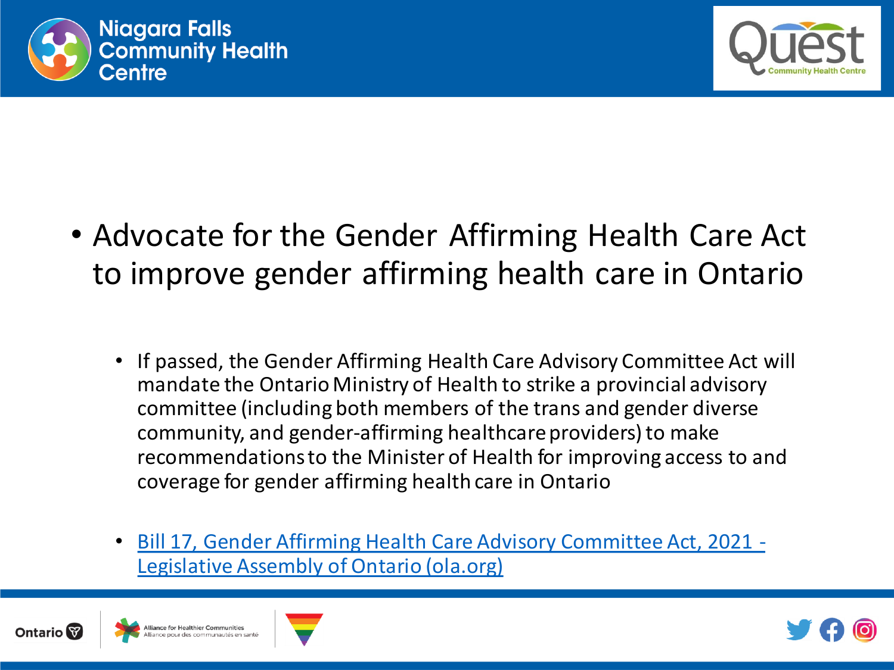- Advocate for the Gender Affirming Health Care Act to improve gender affirming health care in Ontario

  - If passed, the Gender Affirming Health Care Advisory Committee Act will mandate the Ontario Ministry of Health to strike a provincial advisory committee (including both members of the trans and gender diverse community, and gender-affirming healthcare providers) to make recommendations to the Minister of Health for improving access to and coverage for gender affirming health care in Ontario

  - Bill 17, Gender Affirming Health Care Advisory Committee Act, 2021 - Legislative Assembly of Ontario (ola.org)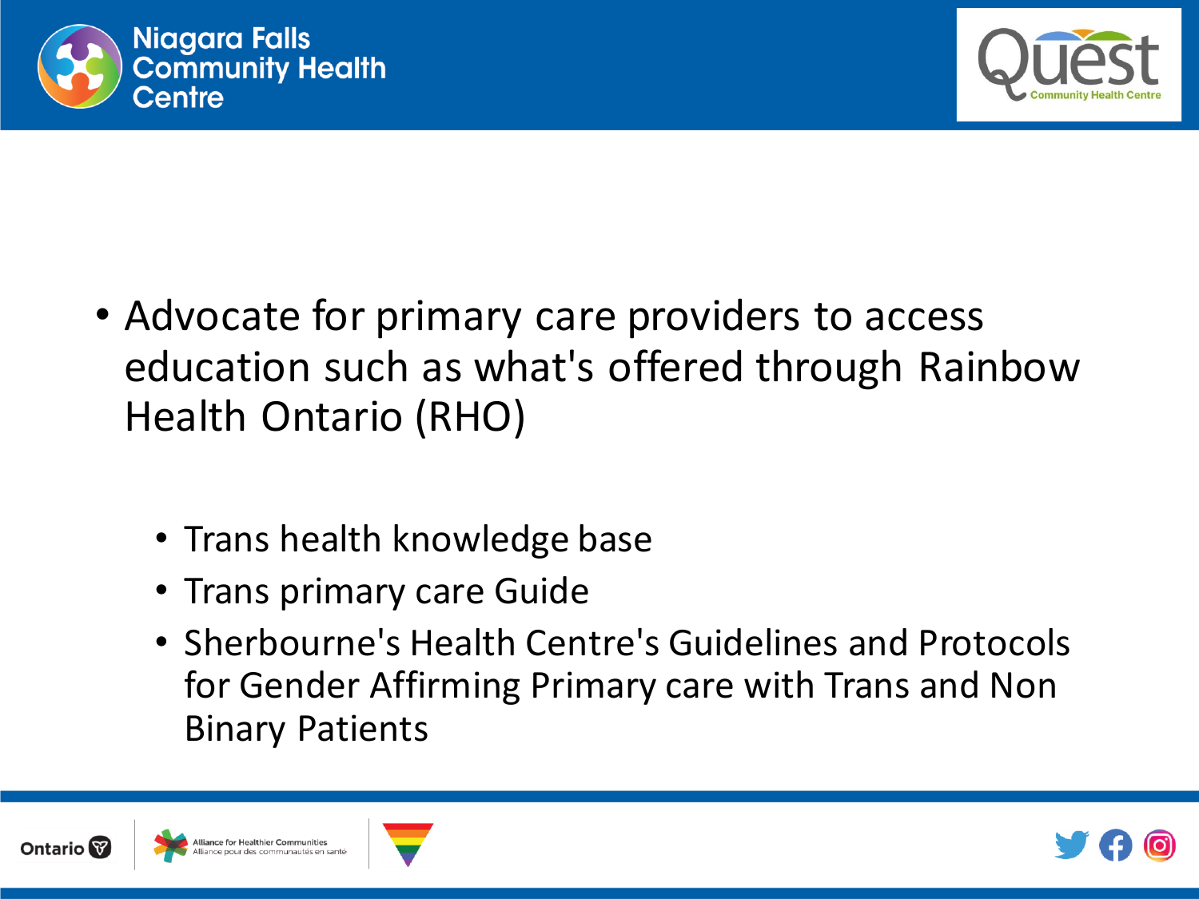- Advocate for primary care providers to access education such as what's offered through Rainbow Health Ontario (RHO)

  - Trans health knowledge base
  - Trans primary care Guide
  - Sherbourne's Health Centre's Guidelines and Protocols for Gender Affirming Primary care with Trans and Non Binary Patients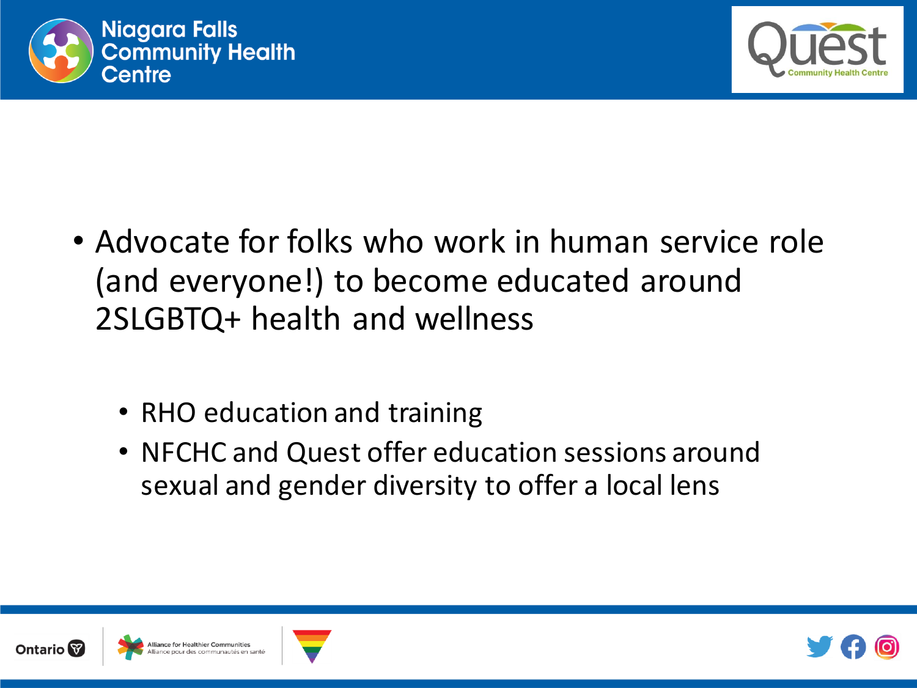- Advocate for folks who work in human service role (and everyone!) to become educated around 2SLGBTQ+ health and wellness
  - RHO education and training
  - NFCHC and Quest offer education sessions around sexual and gender diversity to offer a local lens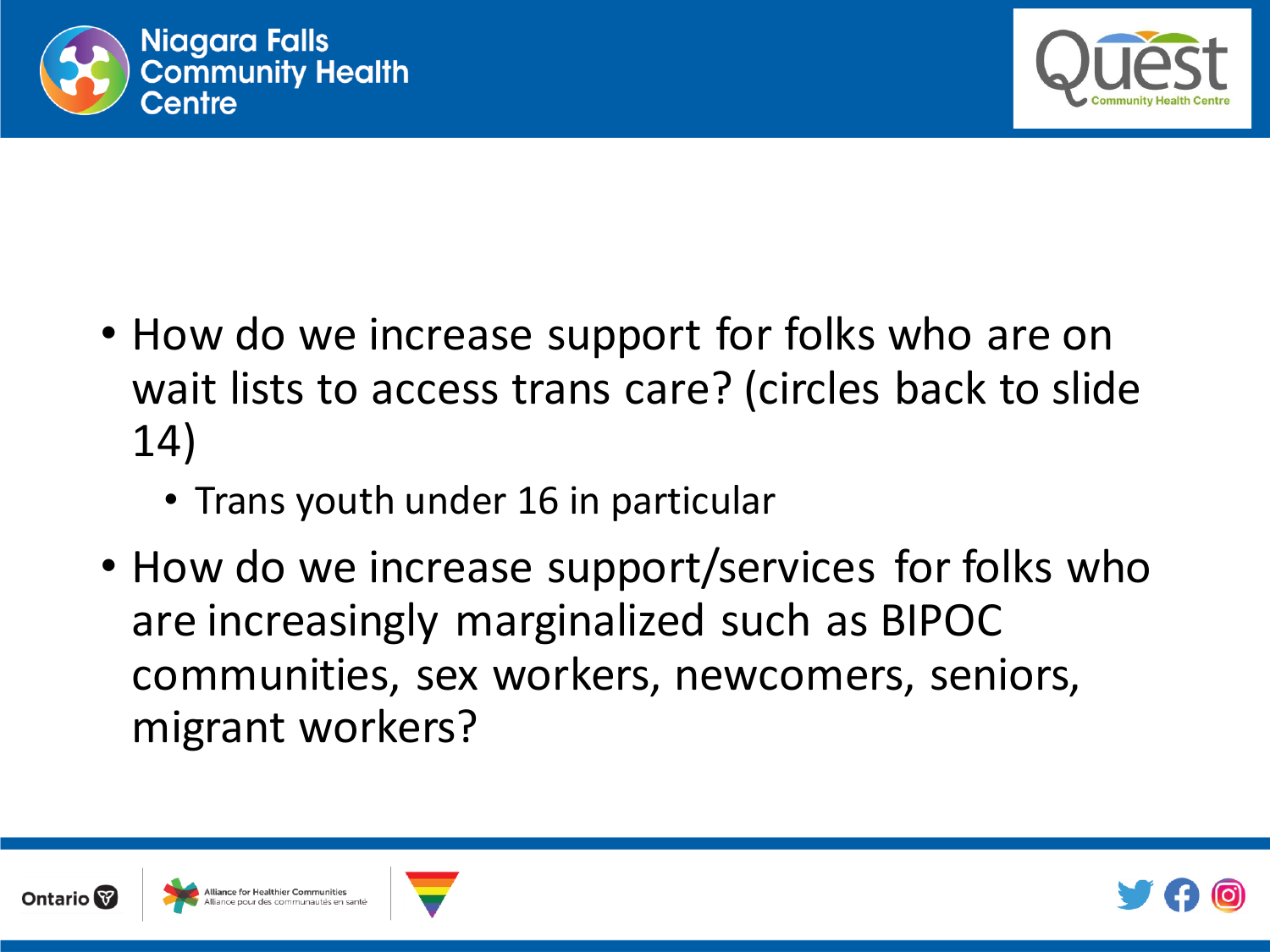- How do we increase support for folks who are on wait lists to access trans care? (circles back to slide 14)
  - Trans youth under 16 in particular
- How do we increase support/services for folks who are increasingly marginalized such as BIPOC communities, sex workers, newcomers, seniors, migrant workers?